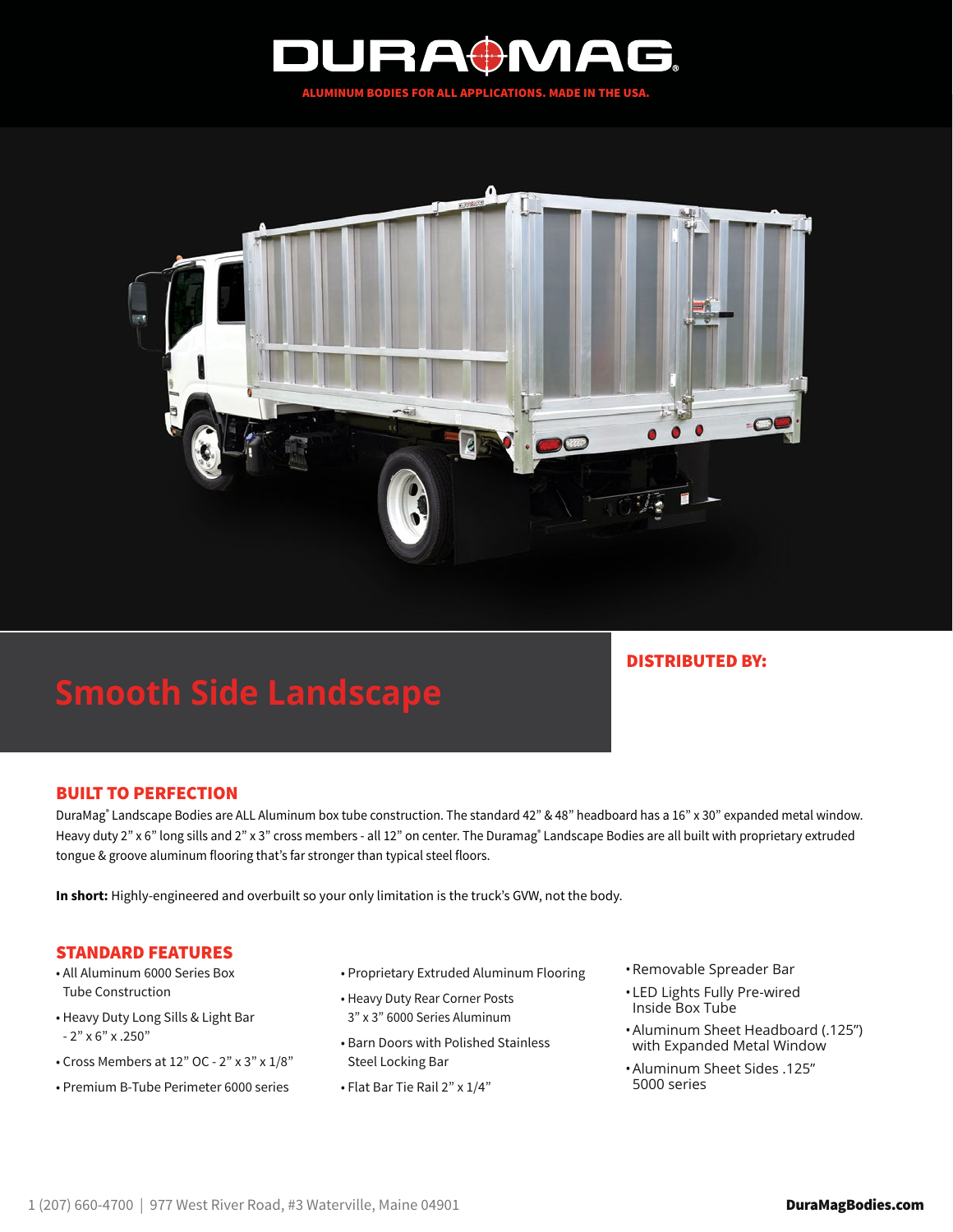# DURAMAG®

ALUMINUM BODIES FOR ALL APPLICATIONS. MADE IN THE USA.

## Smooth Side Landscape

**DISTRIBUTED BY:**

### BUILT TO PERFECTION

DuraMag® Landscape Bodies are ALL Aluminum box tube construction. The standard 42" & 48" headboard has a 16" x 30" expanded metal window. Heavy duty 2" x 6" long sills and 2" x 3" cross members - all 12" on center. The Duramag® Landscape Bodies are all built with proprietary extruded tongue & groove aluminum flooring that's far stronger than typical steel floors.

**In short:** Highly-engineered and overbuilt so your only limitation is the truck's GVW, not the body.

### STANDARD FEATURES

- All Aluminum 6000 Series Box Tube Construction
- Heavy Duty Long Sills & Light Bar - 2" x 6" x .250"
- Cross Members at 12" OC - 2" x 3" x 1/8"
- Premium B-Tube Perimeter 6000 series
- Proprietary Extruded Aluminum Flooring
- Heavy Duty Rear Corner Posts 3" x 3" 6000 Series Aluminum
- Barn Doors with Polished Stainless Steel Locking Bar
- Flat Bar Tie Rail 2" x 1/4"
- Removable Spreader Bar
- LED Lights Fully Pre-wired Inside Box Tube
- Aluminum Sheet Headboard (.125") with Expanded Metal Window
- Aluminum Sheet Sides .125" 5000 series

1 (207) 660-4700 | 977 West River Road, #3 Waterville, Maine 04901

**DuraMagBodies.com**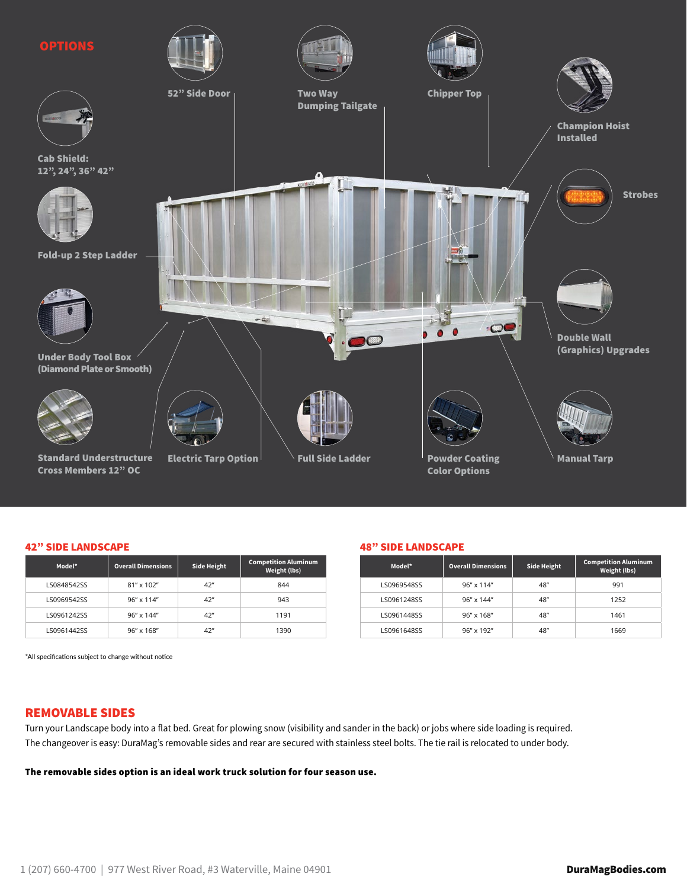## OPTIONS

52" Side Door

Two Way Dumping Tailgate

Chipper Top

Champion Hoist Installed

Cab Shield: 12", 24", 36" 42"

Strobes

Fold-up 2 Step Ladder

Double Wall (Graphics) Upgrades

Under Body Tool Box (Diamond Plate or Smooth)

Standard Understructure Cross Members 12" OC

Electric Tarp Option

Full Side Ladder

Powder Coating Color Options

Manual Tarp

### 42" SIDE LANDSCAPE

| Model* | Overall Dimensions | Side Height | Competition Aluminum Weight (lbs) |
|---|---|---|---|
| LS0848542SS | 81" x 102" | 42" | 844 |
| LS0969542SS | 96" x 114" | 42" | 943 |
| LS0961242SS | 96" x 144" | 42" | 1191 |
| LS0961442SS | 96" x 168" | 42" | 1390 |

### 48" SIDE LANDSCAPE

| Model* | Overall Dimensions | Side Height | Competition Aluminum Weight (lbs) |
|---|---|---|---|
| LS0969548SS | 96" x 114" | 48" | 991 |
| LS0961248SS | 96" x 144" | 48" | 1252 |
| LS0961448SS | 96" x 168" | 48" | 1461 |
| LS0961648SS | 96" x 192" | 48" | 1669 |

*All specifications subject to change without notice

## REMOVABLE SIDES

Turn your Landscape body into a flat bed. Great for plowing snow (visibility and sander in the back) or jobs where side loading is required. The changeover is easy: DuraMag's removable sides and rear are secured with stainless steel bolts. The tie rail is relocated to under body.

**The removable sides option is an ideal work truck solution for four season use.**

1 (207) 660-4700 | 977 West River Road, #3 Waterville, Maine 04901

**DuraMagBodies.com**